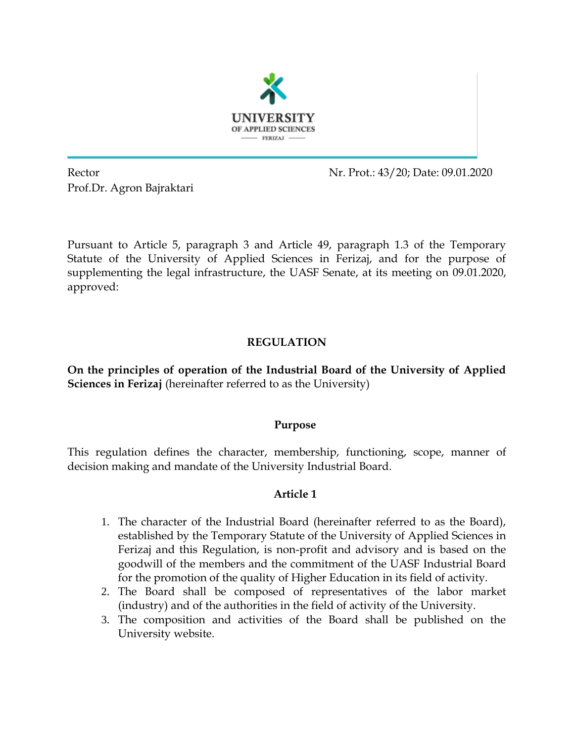UNIVERSITY
OF APPLIED SCIENCES
FERIZAJ

Rector
Prof.Dr. Agron Bajraktari

Nr. Prot.: 43/20; Date: 09.01.2020

Pursuant to Article 5, paragraph 3 and Article 49, paragraph 1.3 of the Temporary Statute of the University of Applied Sciences in Ferizaj, and for the purpose of supplementing the legal infrastructure, the UASF Senate, at its meeting on 09.01.2020, approved:

# REGULATION

**On the principles of operation of the Industrial Board of the University of Applied Sciences in Ferizaj** (hereinafter referred to as the University)

## Purpose

This regulation defines the character, membership, functioning, scope, manner of decision making and mandate of the University Industrial Board.

## Article 1

1. The character of the Industrial Board (hereinafter referred to as the Board), established by the Temporary Statute of the University of Applied Sciences in Ferizaj and this Regulation, is non-profit and advisory and is based on the goodwill of the members and the commitment of the UASF Industrial Board for the promotion of the quality of Higher Education in its field of activity.
2. The Board shall be composed of representatives of the labor market (industry) and of the authorities in the field of activity of the University.
3. The composition and activities of the Board shall be published on the University website.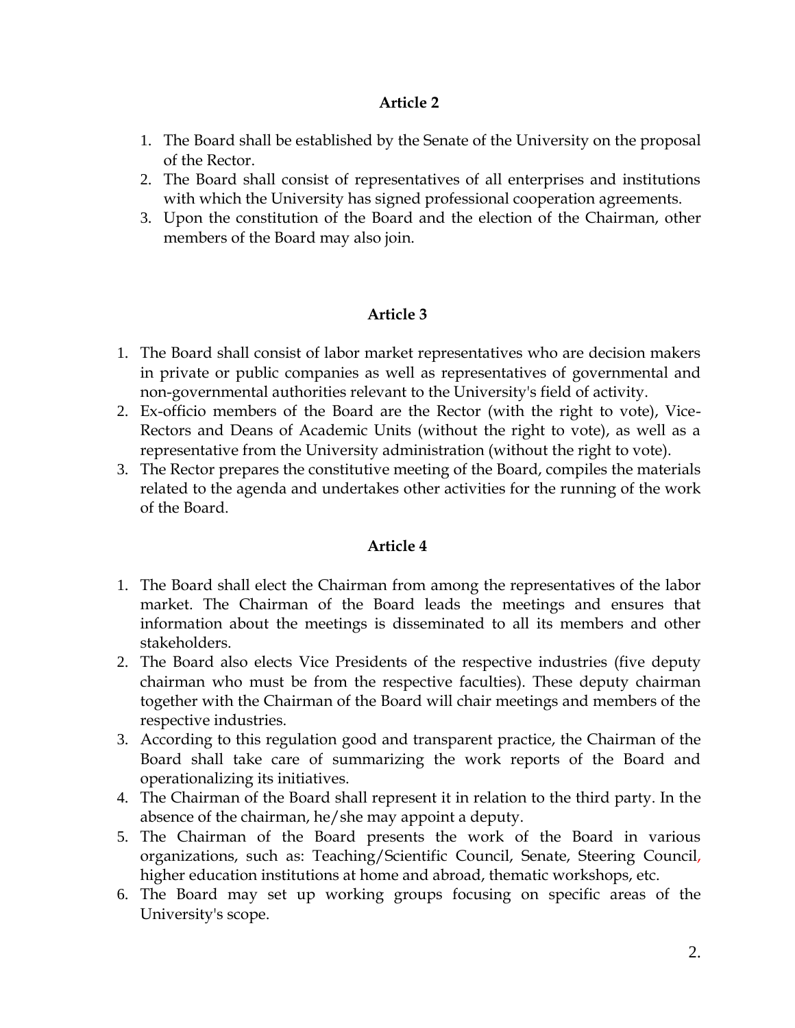## Article 2

1. The Board shall be established by the Senate of the University on the proposal of the Rector.
2. The Board shall consist of representatives of all enterprises and institutions with which the University has signed professional cooperation agreements.
3. Upon the constitution of the Board and the election of the Chairman, other members of the Board may also join.

## Article 3

1. The Board shall consist of labor market representatives who are decision makers in private or public companies as well as representatives of governmental and non-governmental authorities relevant to the University's field of activity.
2. Ex-officio members of the Board are the Rector (with the right to vote), Vice-Rectors and Deans of Academic Units (without the right to vote), as well as a representative from the University administration (without the right to vote).
3. The Rector prepares the constitutive meeting of the Board, compiles the materials related to the agenda and undertakes other activities for the running of the work of the Board.

## Article 4

1. The Board shall elect the Chairman from among the representatives of the labor market. The Chairman of the Board leads the meetings and ensures that information about the meetings is disseminated to all its members and other stakeholders.
2. The Board also elects Vice Presidents of the respective industries (five deputy chairman who must be from the respective faculties). These deputy chairman together with the Chairman of the Board will chair meetings and members of the respective industries.
3. According to this regulation good and transparent practice, the Chairman of the Board shall take care of summarizing the work reports of the Board and operationalizing its initiatives.
4. The Chairman of the Board shall represent it in relation to the third party. In the absence of the chairman, he/she may appoint a deputy.
5. The Chairman of the Board presents the work of the Board in various organizations, such as: Teaching/Scientific Council, Senate, Steering Council, higher education institutions at home and abroad, thematic workshops, etc.
6. The Board may set up working groups focusing on specific areas of the University's scope.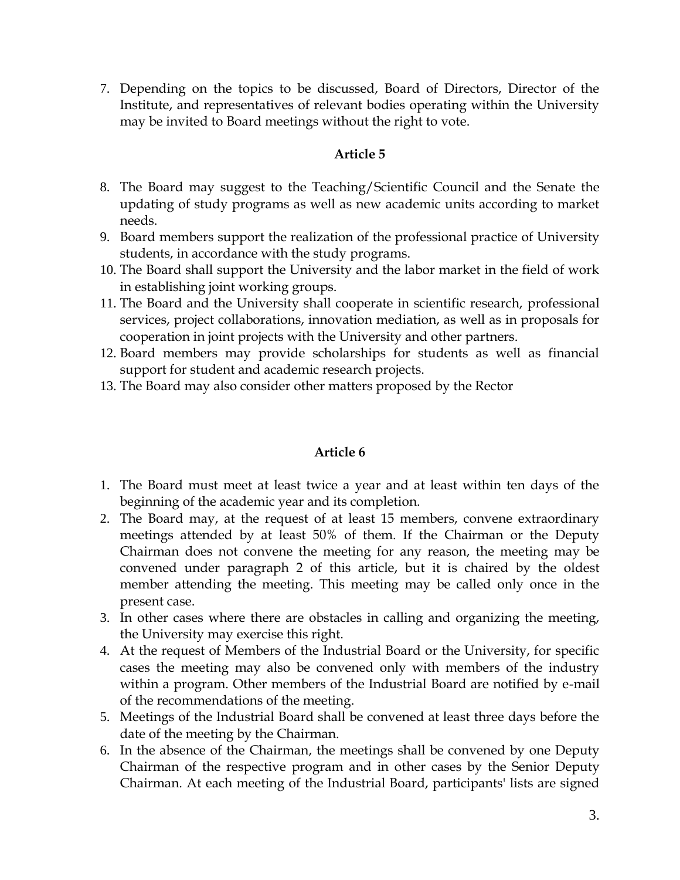7. Depending on the topics to be discussed, Board of Directors, Director of the Institute, and representatives of relevant bodies operating within the University may be invited to Board meetings without the right to vote.

**Article 5**

8. The Board may suggest to the Teaching/Scientific Council and the Senate the updating of study programs as well as new academic units according to market needs.
9. Board members support the realization of the professional practice of University students, in accordance with the study programs.
10. The Board shall support the University and the labor market in the field of work in establishing joint working groups.
11. The Board and the University shall cooperate in scientific research, professional services, project collaborations, innovation mediation, as well as in proposals for cooperation in joint projects with the University and other partners.
12. Board members may provide scholarships for students as well as financial support for student and academic research projects.
13. The Board may also consider other matters proposed by the Rector

**Article 6**

1. The Board must meet at least twice a year and at least within ten days of the beginning of the academic year and its completion.
2. The Board may, at the request of at least 15 members, convene extraordinary meetings attended by at least 50% of them. If the Chairman or the Deputy Chairman does not convene the meeting for any reason, the meeting may be convened under paragraph 2 of this article, but it is chaired by the oldest member attending the meeting. This meeting may be called only once in the present case.
3. In other cases where there are obstacles in calling and organizing the meeting, the University may exercise this right.
4. At the request of Members of the Industrial Board or the University, for specific cases the meeting may also be convened only with members of the industry within a program. Other members of the Industrial Board are notified by e-mail of the recommendations of the meeting.
5. Meetings of the Industrial Board shall be convened at least three days before the date of the meeting by the Chairman.
6. In the absence of the Chairman, the meetings shall be convened by one Deputy Chairman of the respective program and in other cases by the Senior Deputy Chairman. At each meeting of the Industrial Board, participants' lists are signed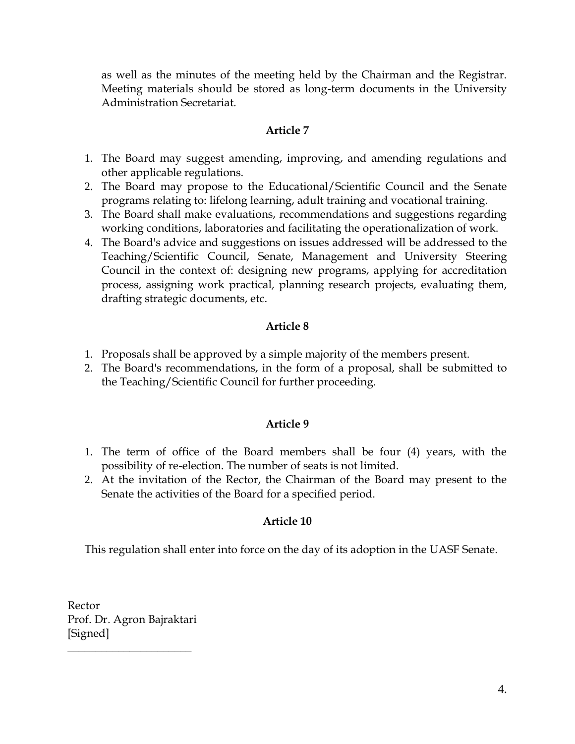as well as the minutes of the meeting held by the Chairman and the Registrar. Meeting materials should be stored as long-term documents in the University Administration Secretariat.

### Article 7

1. The Board may suggest amending, improving, and amending regulations and other applicable regulations.
2. The Board may propose to the Educational/Scientific Council and the Senate programs relating to: lifelong learning, adult training and vocational training.
3. The Board shall make evaluations, recommendations and suggestions regarding working conditions, laboratories and facilitating the operationalization of work.
4. The Board's advice and suggestions on issues addressed will be addressed to the Teaching/Scientific Council, Senate, Management and University Steering Council in the context of: designing new programs, applying for accreditation process, assigning work practical, planning research projects, evaluating them, drafting strategic documents, etc.

### Article 8

1. Proposals shall be approved by a simple majority of the members present.
2. The Board's recommendations, in the form of a proposal, shall be submitted to the Teaching/Scientific Council for further proceeding.

### Article 9

1. The term of office of the Board members shall be four (4) years, with the possibility of re-election. The number of seats is not limited.
2. At the invitation of the Rector, the Chairman of the Board may present to the Senate the activities of the Board for a specified period.

### Article 10

This regulation shall enter into force on the day of its adoption in the UASF Senate.

Rector
Prof. Dr. Agron Bajraktari
[Signed]
______________________